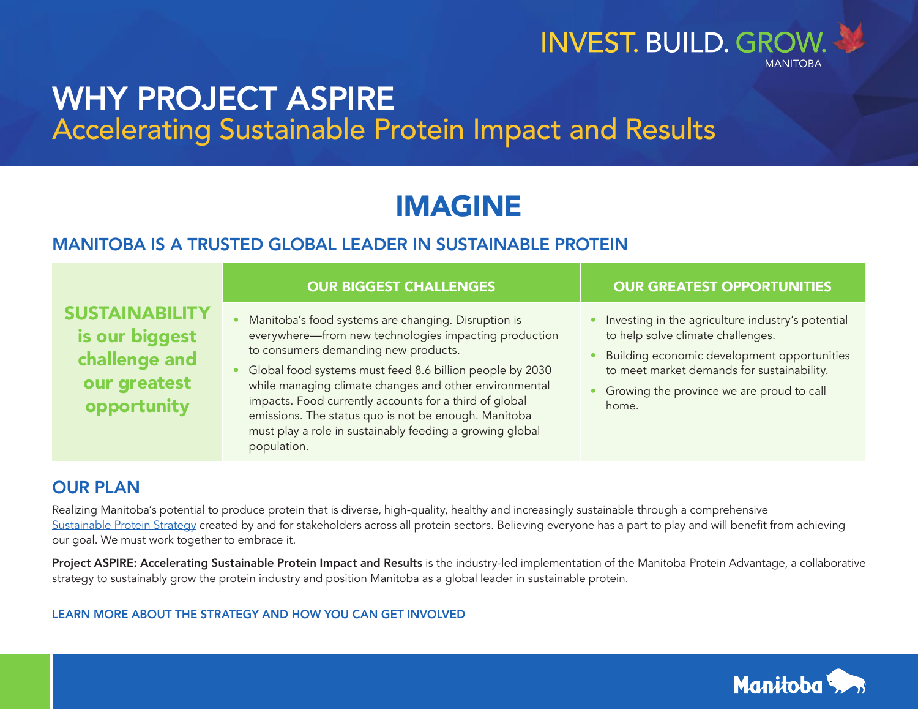INVEST. BUILD. GROW.
MANITOBA

# WHY PROJECT ASPIRE

## Accelerating Sustainable Protein Impact and Results

# IMAGINE

## MANITOBA IS A TRUSTED GLOBAL LEADER IN SUSTAINABLE PROTEIN

| | OUR BIGGEST CHALLENGES | OUR GREATEST OPPORTUNITIES |
|---|---|---|
| **SUSTAINABILITY is our biggest challenge and our greatest opportunity** | • Manitoba's food systems are changing. Disruption is everywhere—from new technologies impacting production to consumers demanding new products.<br>• Global food systems must feed 8.6 billion people by 2030 while managing climate changes and other environmental impacts. Food currently accounts for a third of global emissions. The status quo is not be enough. Manitoba must play a role in sustainably feeding a growing global population. | • Investing in the agriculture industry's potential to help solve climate challenges.<br>• Building economic development opportunities to meet market demands for sustainability.<br>• Growing the province we are proud to call home. |

## OUR PLAN

Realizing Manitoba's potential to produce protein that is diverse, high-quality, healthy and increasingly sustainable through a comprehensive Sustainable Protein Strategy created by and for stakeholders across all protein sectors. Believing everyone has a part to play and will benefit from achieving our goal. We must work together to embrace it.

**Project ASPIRE: Accelerating Sustainable Protein Impact and Results** is the industry-led implementation of the Manitoba Protein Advantage, a collaborative strategy to sustainably grow the protein industry and position Manitoba as a global leader in sustainable protein.

LEARN MORE ABOUT THE STRATEGY AND HOW YOU CAN GET INVOLVED

Manitoba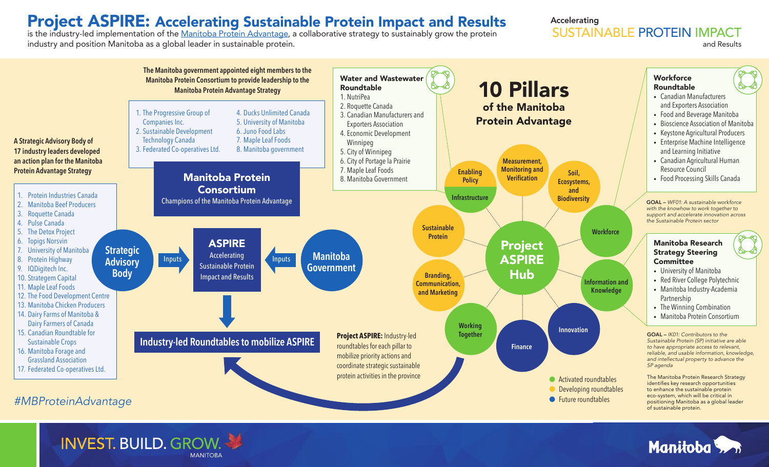# Project ASPIRE: Accelerating Sustainable Protein Impact and Results

is the industry-led implementation of the Manitoba Protein Advantage, a collaborative strategy to sustainably grow the protein industry and position Manitoba as a global leader in sustainable protein.

Accelerating SUSTAINABLE PROTEIN IMPACT and Results

**A Strategic Advisory Body of 17 industry leaders developed an action plan for the Manitoba Protein Advantage Strategy**

1. Protein Industries Canada
2. Manitoba Beef Producers
3. Roquette Canada
4. Pulse Canada
5. The Detox Project
6. Topigs Norsvin
7. University of Manitoba
8. Protein Highway
9. IQDigitech Inc.
10. Strategem Capital
11. Maple Leaf Foods
12. The Food Development Centre
13. Manitoba Chicken Producers
14. Dairy Farms of Manitoba & Dairy Farmers of Canada
15. Canadian Roundtable for Sustainable Crops
16. Manitoba Forage and Grassland Association
17. Federated Co-operatives Ltd.

**The Manitoba government appointed eight members to the Manitoba Protein Consortium to provide leadership to the Manitoba Protein Advantage Strategy**

1. The Progressive Group of Companies Inc.
2. Sustainable Development Technology Canada
3. Federated Co-operatives Ltd.
4. Ducks Unlimited Canada
5. University of Manitoba
6. Juno Food Labs
7. Maple Leaf Foods
8. Manitoba government

**Manitoba Protein Consortium**
Champions of the Manitoba Protein Advantage

**Strategic Advisory Body** → Inputs → **ASPIRE** Accelerating Sustainable Protein Impact and Results ← Inputs ← **Manitoba Government**

**Industry-led Roundtables to mobilize ASPIRE**

**Project ASPIRE:** Industry-led roundtables for each pillar to mobilize priority actions and coordinate strategic sustainable protein activities in the province

## Water and Wastewater Roundtable

1. NutriPea
2. Roquette Canada
3. Canadian Manufacturers and Exporters Association
4. Economic Development Winnipeg
5. City of Winnipeg
6. City of Portage la Prairie
7. Maple Leaf Foods
8. Manitoba Government

## 10 Pillars of the Manitoba Protein Advantage

**Project ASPIRE Hub**

- Enabling Policy
- Infrastructure
- Measurement, Monitoring and Verification
- Soil, Ecosystems, and Biodiversity
- Workforce
- Information and Knowledge
- Innovation
- Finance
- Working Together
- Branding, Communication, and Marketing
- Sustainable Protein

- Activated roundtables
- Developing roundtables
- Future roundtables

## Workforce Roundtable

- Canadian Manufacturers and Exporters Association
- Food and Beverage Manitoba
- Bioscience Association of Manitoba
- Keystone Agricultural Producers
- Enterprise Machine Intelligence and Learning Initiative
- Canadian Agricultural Human Resource Council
- Food Processing Skills Canada

GOAL – *WF01: A sustainable workforce with the knowhow to work together to support and accelerate innovation across the Sustainable Protein sector*

## Manitoba Research Strategy Steering Committee

- University of Manitoba
- Red River College Polytechnic
- Manitoba Industry-Academia Partnership
- The Winning Combination
- Manitoba Protein Consortium

GOAL – *IK01: Contributors to the Sustainable Protein (SP) initiative are able to have appropriate access to relevant, reliable, and usable information, knowledge, and intellectual property to advance the SP agenda*

The Manitoba Protein Research Strategy identifies key research opportunities to enhance the sustainable protein eco-system, which will be critical in positioning Manitoba as a global leader of sustainable protein.

*#MBProteinAdvantage*

INVEST. BUILD. GROW. MANITOBA

Manitoba